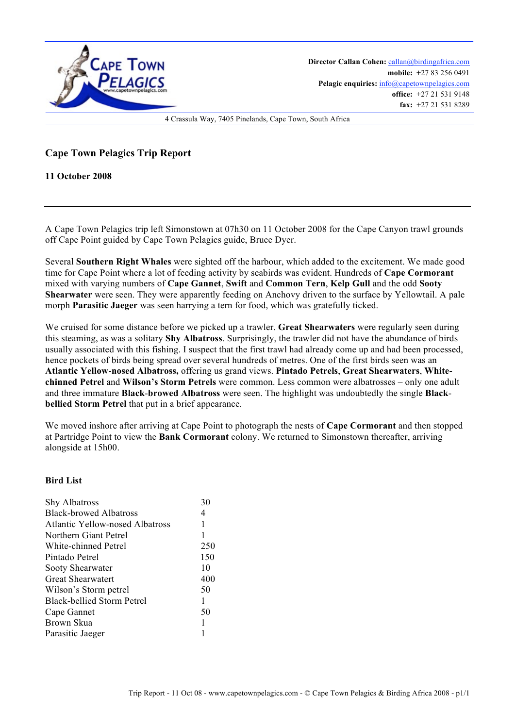Director Callan Cohen: callan@birdingafrica.com
mobile: +27 83 256 0491
Pelagic enquiries: info@capetownpelagics.com
office: +27 21 531 9148
fax: +27 21 531 8289

4 Crassula Way, 7405 Pinelands, Cape Town, South Africa

# Cape Town Pelagics Trip Report

## 11 October 2008

---

A Cape Town Pelagics trip left Simonstown at 07h30 on 11 October 2008 for the Cape Canyon trawl grounds off Cape Point guided by Cape Town Pelagics guide, Bruce Dyer.

Several **Southern Right Whales** were sighted off the harbour, which added to the excitement. We made good time for Cape Point where a lot of feeding activity by seabirds was evident. Hundreds of **Cape Cormorant** mixed with varying numbers of **Cape Gannet**, **Swift** and **Common Tern**, **Kelp Gull** and the odd **Sooty Shearwater** were seen. They were apparently feeding on Anchovy driven to the surface by Yellowtail. A pale morph **Parasitic Jaeger** was seen harrying a tern for food, which was gratefully ticked.

We cruised for some distance before we picked up a trawler. **Great Shearwaters** were regularly seen during this steaming, as was a solitary **Shy Albatross**. Surprisingly, the trawler did not have the abundance of birds usually associated with this fishing. I suspect that the first trawl had already come up and had been processed, hence pockets of birds being spread over several hundreds of metres. One of the first birds seen was an **Atlantic Yellow-nosed Albatross,** offering us grand views. **Pintado Petrels**, **Great Shearwaters**, **White-chinned Petrel** and **Wilson's Storm Petrels** were common. Less common were albatrosses – only one adult and three immature **Black-browed Albatross** were seen. The highlight was undoubtedly the single **Black-bellied Storm Petrel** that put in a brief appearance.

We moved inshore after arriving at Cape Point to photograph the nests of **Cape Cormorant** and then stopped at Partridge Point to view the **Bank Cormorant** colony. We returned to Simonstown thereafter, arriving alongside at 15h00.

### Bird List

| Species | Count |
|---|---|
| Shy Albatross | 30 |
| Black-browed Albatross | 4 |
| Atlantic Yellow-nosed Albatross | 1 |
| Northern Giant Petrel | 1 |
| White-chinned Petrel | 250 |
| Pintado Petrel | 150 |
| Sooty Shearwater | 10 |
| Great Shearwatert | 400 |
| Wilson's Storm petrel | 50 |
| Black-bellied Storm Petrel | 1 |
| Cape Gannet | 50 |
| Brown Skua | 1 |
| Parasitic Jaeger | 1 |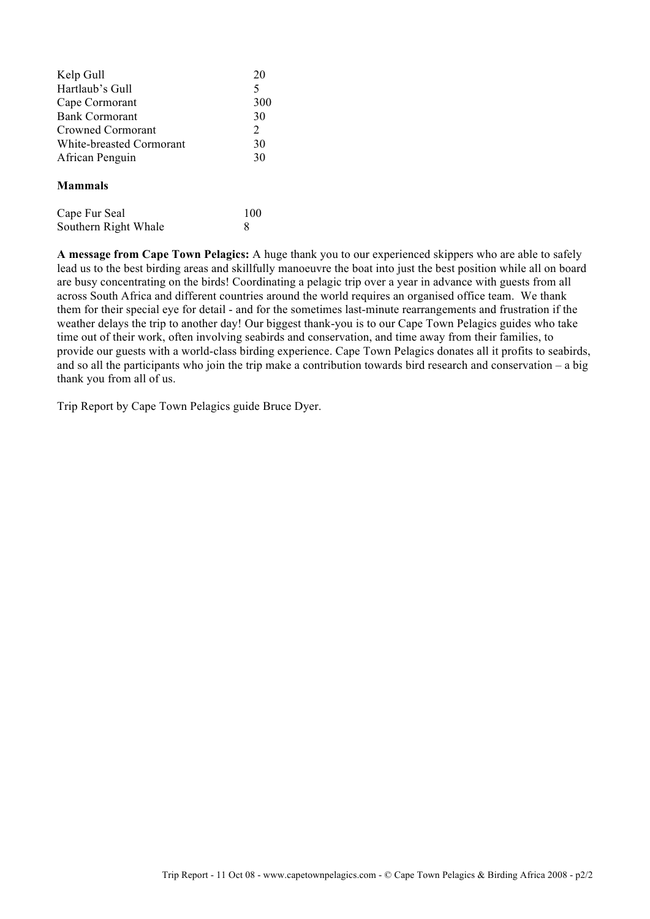| | |
|---|---|
| Kelp Gull | 20 |
| Hartlaub's Gull | 5 |
| Cape Cormorant | 300 |
| Bank Cormorant | 30 |
| Crowned Cormorant | 2 |
| White-breasted Cormorant | 30 |
| African Penguin | 30 |

**Mammals**

| | |
|---|---|
| Cape Fur Seal | 100 |
| Southern Right Whale | 8 |

**A message from Cape Town Pelagics:** A huge thank you to our experienced skippers who are able to safely lead us to the best birding areas and skillfully manoeuvre the boat into just the best position while all on board are busy concentrating on the birds! Coordinating a pelagic trip over a year in advance with guests from all across South Africa and different countries around the world requires an organised office team. We thank them for their special eye for detail - and for the sometimes last-minute rearrangements and frustration if the weather delays the trip to another day! Our biggest thank-you is to our Cape Town Pelagics guides who take time out of their work, often involving seabirds and conservation, and time away from their families, to provide our guests with a world-class birding experience. Cape Town Pelagics donates all it profits to seabirds, and so all the participants who join the trip make a contribution towards bird research and conservation – a big thank you from all of us.

Trip Report by Cape Town Pelagics guide Bruce Dyer.